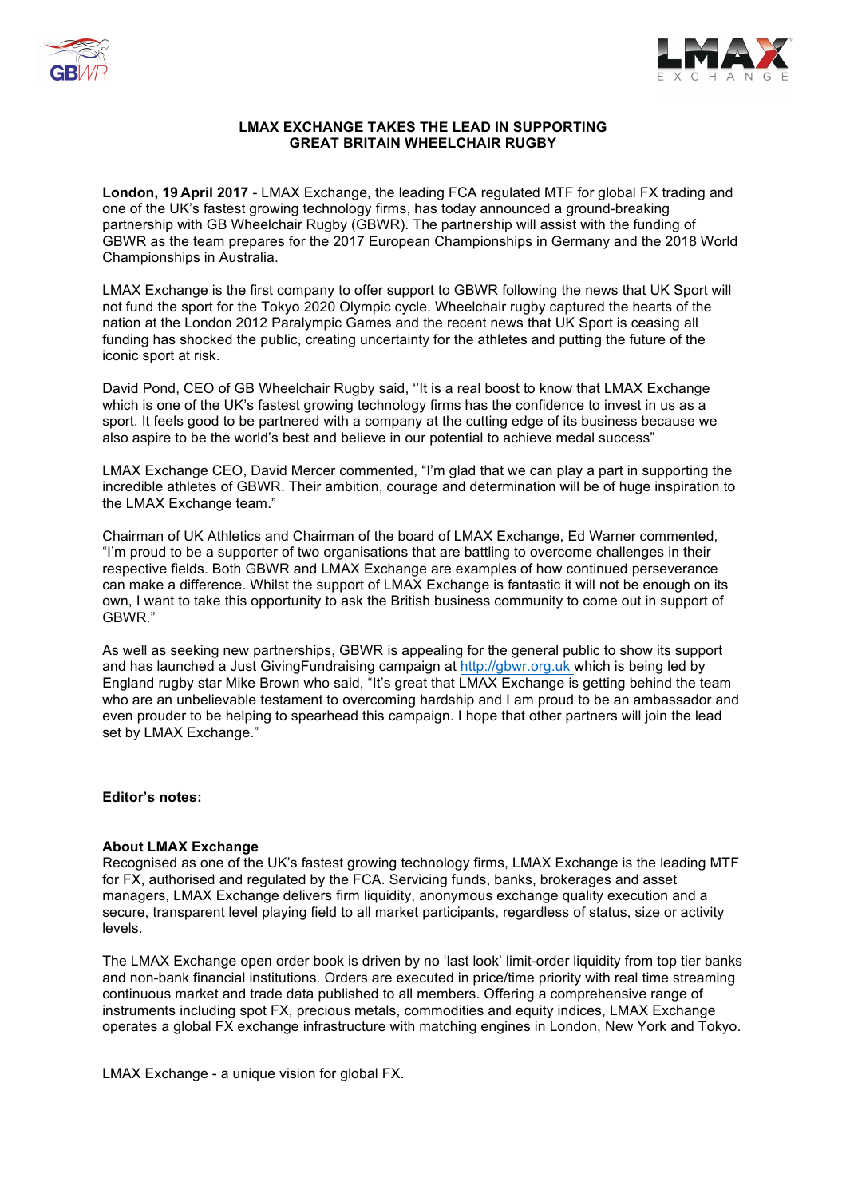# LMAX EXCHANGE TAKES THE LEAD IN SUPPORTING GREAT BRITAIN WHEELCHAIR RUGBY

**London, 19 April 2017** - LMAX Exchange, the leading FCA regulated MTF for global FX trading and one of the UK's fastest growing technology firms, has today announced a ground-breaking partnership with GB Wheelchair Rugby (GBWR). The partnership will assist with the funding of GBWR as the team prepares for the 2017 European Championships in Germany and the 2018 World Championships in Australia.

LMAX Exchange is the first company to offer support to GBWR following the news that UK Sport will not fund the sport for the Tokyo 2020 Olympic cycle. Wheelchair rugby captured the hearts of the nation at the London 2012 Paralympic Games and the recent news that UK Sport is ceasing all funding has shocked the public, creating uncertainty for the athletes and putting the future of the iconic sport at risk.

David Pond, CEO of GB Wheelchair Rugby said, ''It is a real boost to know that LMAX Exchange which is one of the UK's fastest growing technology firms has the confidence to invest in us as a sport. It feels good to be partnered with a company at the cutting edge of its business because we also aspire to be the world's best and believe in our potential to achieve medal success"

LMAX Exchange CEO, David Mercer commented, "I'm glad that we can play a part in supporting the incredible athletes of GBWR. Their ambition, courage and determination will be of huge inspiration to the LMAX Exchange team."

Chairman of UK Athletics and Chairman of the board of LMAX Exchange, Ed Warner commented, "I'm proud to be a supporter of two organisations that are battling to overcome challenges in their respective fields. Both GBWR and LMAX Exchange are examples of how continued perseverance can make a difference. Whilst the support of LMAX Exchange is fantastic it will not be enough on its own, I want to take this opportunity to ask the British business community to come out in support of GBWR."

As well as seeking new partnerships, GBWR is appealing for the general public to show its support and has launched a Just GivingFundraising campaign at http://gbwr.org.uk which is being led by England rugby star Mike Brown who said, "It's great that LMAX Exchange is getting behind the team who are an unbelievable testament to overcoming hardship and I am proud to be an ambassador and even prouder to be helping to spearhead this campaign. I hope that other partners will join the lead set by LMAX Exchange."

**Editor's notes:**

**About LMAX Exchange**

Recognised as one of the UK's fastest growing technology firms, LMAX Exchange is the leading MTF for FX, authorised and regulated by the FCA. Servicing funds, banks, brokerages and asset managers, LMAX Exchange delivers firm liquidity, anonymous exchange quality execution and a secure, transparent level playing field to all market participants, regardless of status, size or activity levels.

The LMAX Exchange open order book is driven by no 'last look' limit-order liquidity from top tier banks and non-bank financial institutions. Orders are executed in price/time priority with real time streaming continuous market and trade data published to all members. Offering a comprehensive range of instruments including spot FX, precious metals, commodities and equity indices, LMAX Exchange operates a global FX exchange infrastructure with matching engines in London, New York and Tokyo.

LMAX Exchange - a unique vision for global FX.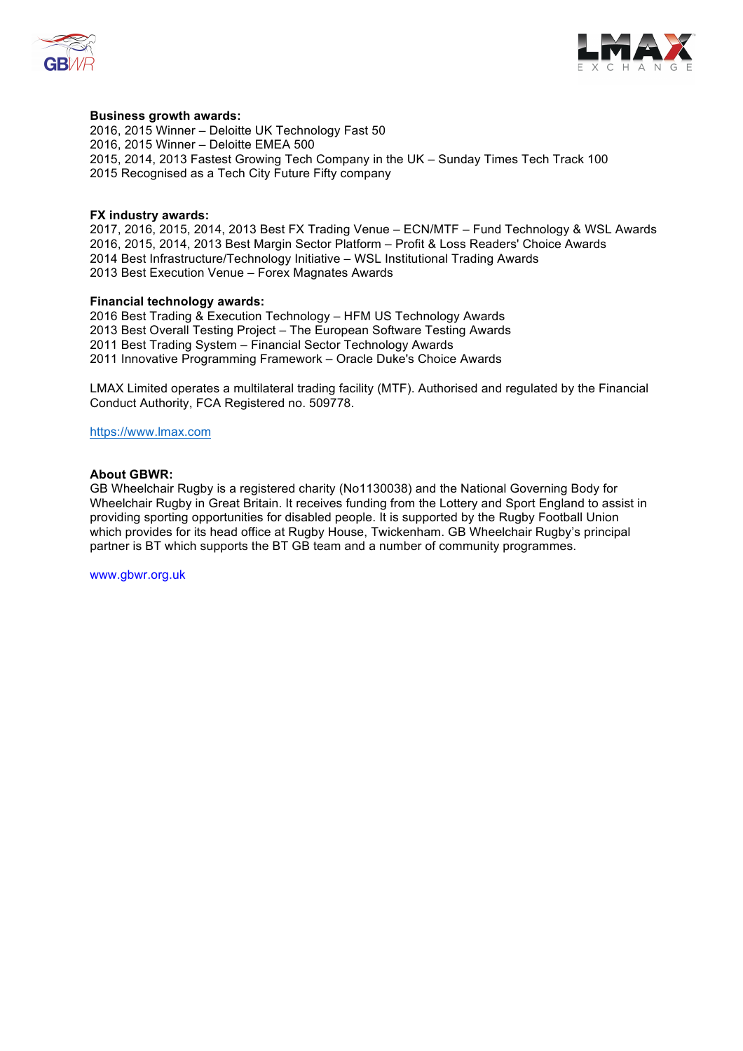**Business growth awards:**
2016, 2015 Winner – Deloitte UK Technology Fast 50
2016, 2015 Winner – Deloitte EMEA 500
2015, 2014, 2013 Fastest Growing Tech Company in the UK – Sunday Times Tech Track 100
2015 Recognised as a Tech City Future Fifty company

**FX industry awards:**
2017, 2016, 2015, 2014, 2013 Best FX Trading Venue – ECN/MTF – Fund Technology & WSL Awards
2016, 2015, 2014, 2013 Best Margin Sector Platform – Profit & Loss Readers' Choice Awards
2014 Best Infrastructure/Technology Initiative – WSL Institutional Trading Awards
2013 Best Execution Venue – Forex Magnates Awards

**Financial technology awards:**
2016 Best Trading & Execution Technology – HFM US Technology Awards
2013 Best Overall Testing Project – The European Software Testing Awards
2011 Best Trading System – Financial Sector Technology Awards
2011 Innovative Programming Framework – Oracle Duke's Choice Awards

LMAX Limited operates a multilateral trading facility (MTF). Authorised and regulated by the Financial Conduct Authority, FCA Registered no. 509778.

https://www.lmax.com

**About GBWR:**
GB Wheelchair Rugby is a registered charity (No1130038) and the National Governing Body for Wheelchair Rugby in Great Britain. It receives funding from the Lottery and Sport England to assist in providing sporting opportunities for disabled people. It is supported by the Rugby Football Union which provides for its head office at Rugby House, Twickenham. GB Wheelchair Rugby's principal partner is BT which supports the BT GB team and a number of community programmes.

www.gbwr.org.uk